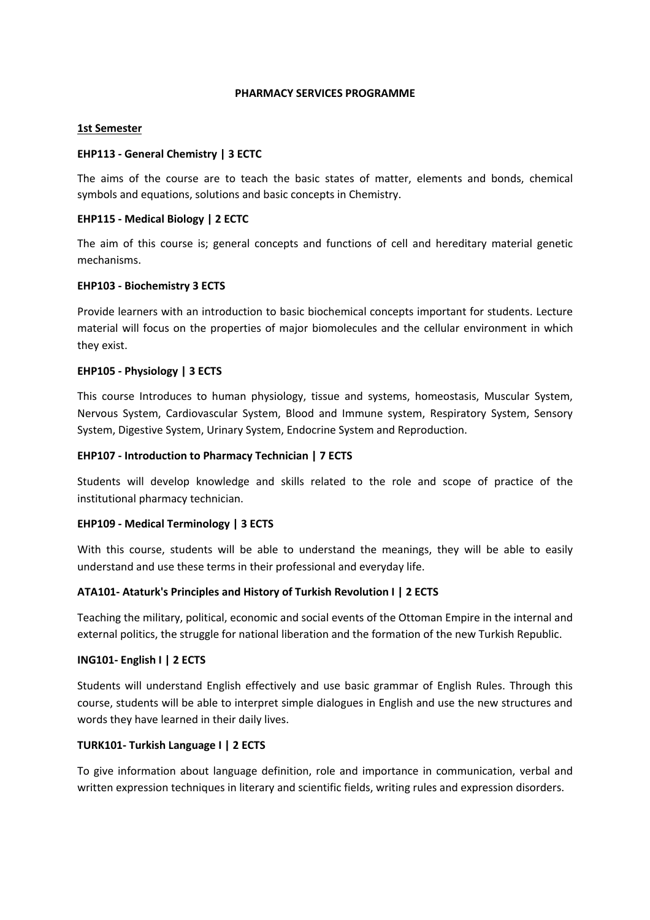# PHARMACY SERVICES PROGRAMME

## 1st Semester

### EHP113 - General Chemistry | 3 ECTC

The aims of the course are to teach the basic states of matter, elements and bonds, chemical symbols and equations, solutions and basic concepts in Chemistry.

### EHP115 - Medical Biology | 2 ECTC

The aim of this course is; general concepts and functions of cell and hereditary material genetic mechanisms.

### EHP103 - Biochemistry 3 ECTS

Provide learners with an introduction to basic biochemical concepts important for students. Lecture material will focus on the properties of major biomolecules and the cellular environment in which they exist.

### EHP105 - Physiology | 3 ECTS

This course Introduces to human physiology, tissue and systems, homeostasis, Muscular System, Nervous System, Cardiovascular System, Blood and Immune system, Respiratory System, Sensory System, Digestive System, Urinary System, Endocrine System and Reproduction.

### EHP107 - Introduction to Pharmacy Technician | 7 ECTS

Students will develop knowledge and skills related to the role and scope of practice of the institutional pharmacy technician.

### EHP109 - Medical Terminology | 3 ECTS

With this course, students will be able to understand the meanings, they will be able to easily understand and use these terms in their professional and everyday life.

### ATA101- Ataturk's Principles and History of Turkish Revolution I | 2 ECTS

Teaching the military, political, economic and social events of the Ottoman Empire in the internal and external politics, the struggle for national liberation and the formation of the new Turkish Republic.

### ING101- English I | 2 ECTS

Students will understand English effectively and use basic grammar of English Rules. Through this course, students will be able to interpret simple dialogues in English and use the new structures and words they have learned in their daily lives.

### TURK101- Turkish Language I | 2 ECTS

To give information about language definition, role and importance in communication, verbal and written expression techniques in literary and scientific fields, writing rules and expression disorders.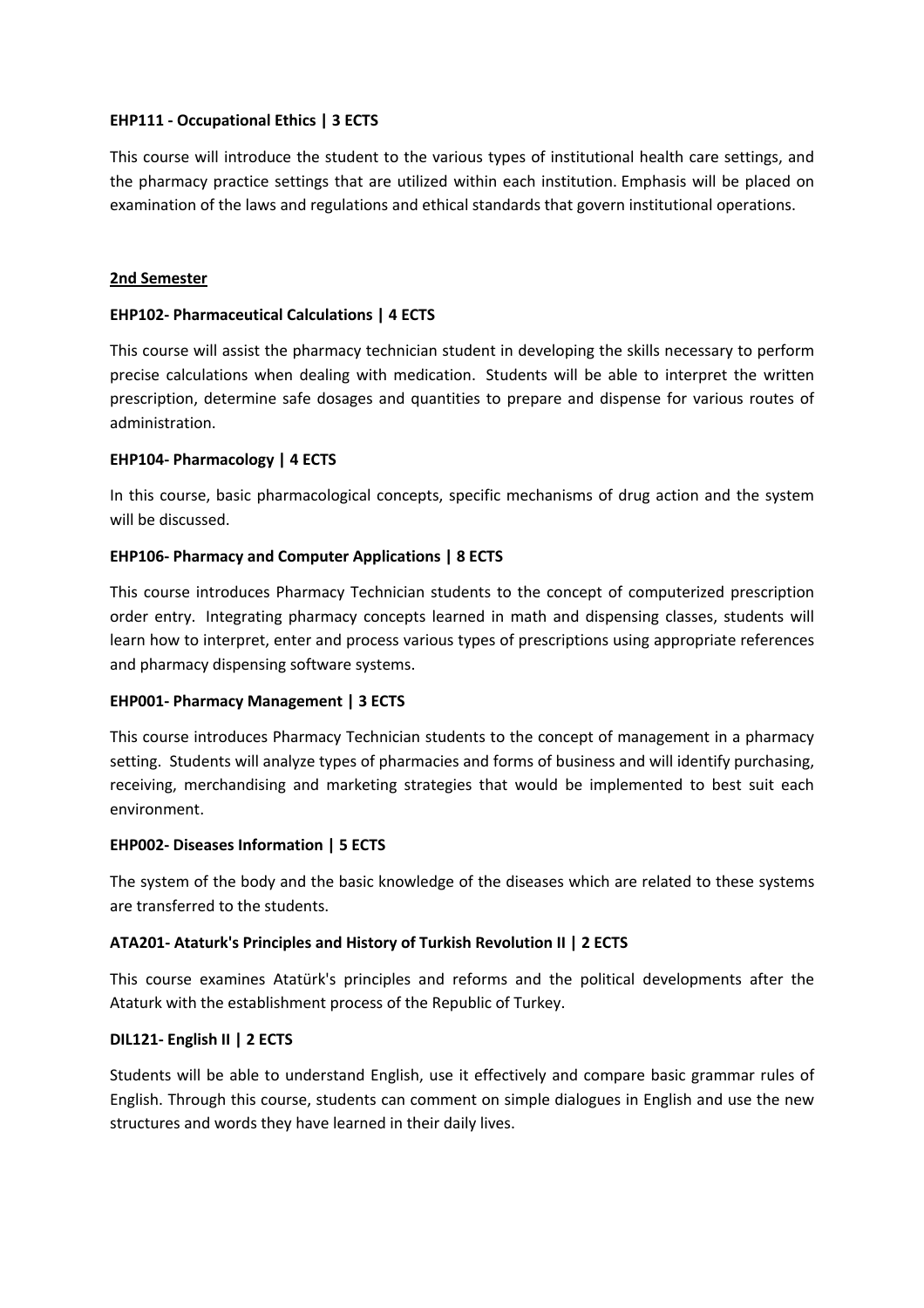**EHP111 - Occupational Ethics | 3 ECTS**

This course will introduce the student to the various types of institutional health care settings, and the pharmacy practice settings that are utilized within each institution. Emphasis will be placed on examination of the laws and regulations and ethical standards that govern institutional operations.

## 2nd Semester

**EHP102- Pharmaceutical Calculations | 4 ECTS**

This course will assist the pharmacy technician student in developing the skills necessary to perform precise calculations when dealing with medication. Students will be able to interpret the written prescription, determine safe dosages and quantities to prepare and dispense for various routes of administration.

**EHP104- Pharmacology | 4 ECTS**

In this course, basic pharmacological concepts, specific mechanisms of drug action and the system will be discussed.

**EHP106- Pharmacy and Computer Applications | 8 ECTS**

This course introduces Pharmacy Technician students to the concept of computerized prescription order entry. Integrating pharmacy concepts learned in math and dispensing classes, students will learn how to interpret, enter and process various types of prescriptions using appropriate references and pharmacy dispensing software systems.

**EHP001- Pharmacy Management | 3 ECTS**

This course introduces Pharmacy Technician students to the concept of management in a pharmacy setting. Students will analyze types of pharmacies and forms of business and will identify purchasing, receiving, merchandising and marketing strategies that would be implemented to best suit each environment.

**EHP002- Diseases Information | 5 ECTS**

The system of the body and the basic knowledge of the diseases which are related to these systems are transferred to the students.

**ATA201- Ataturk's Principles and History of Turkish Revolution II | 2 ECTS**

This course examines Atatürk's principles and reforms and the political developments after the Ataturk with the establishment process of the Republic of Turkey.

**DIL121- English II | 2 ECTS**

Students will be able to understand English, use it effectively and compare basic grammar rules of English. Through this course, students can comment on simple dialogues in English and use the new structures and words they have learned in their daily lives.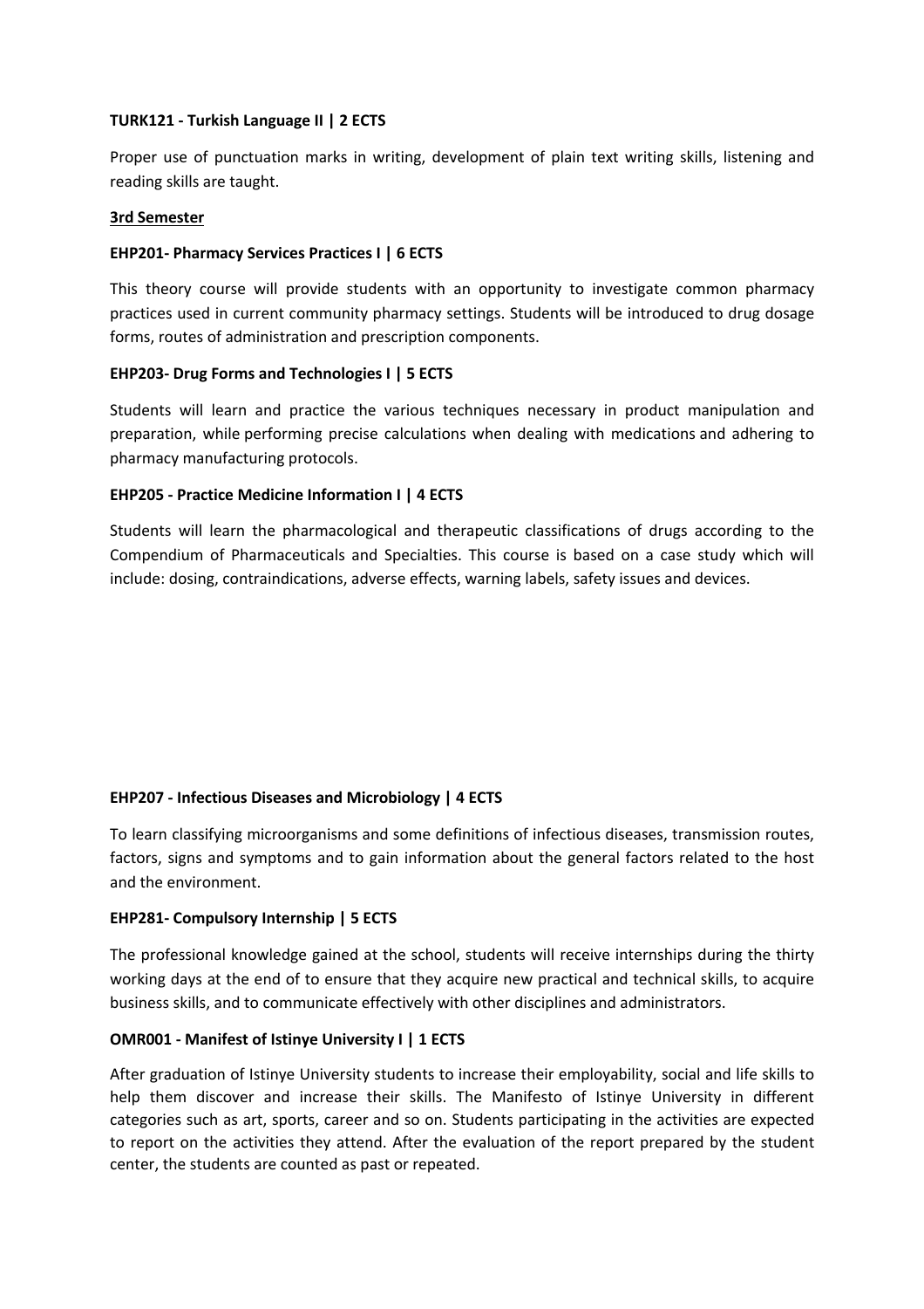**TURK121 - Turkish Language II | 2 ECTS**

Proper use of punctuation marks in writing, development of plain text writing skills, listening and reading skills are taught.

**3rd Semester**

**EHP201- Pharmacy Services Practices I | 6 ECTS**

This theory course will provide students with an opportunity to investigate common pharmacy practices used in current community pharmacy settings. Students will be introduced to drug dosage forms, routes of administration and prescription components.

**EHP203- Drug Forms and Technologies I | 5 ECTS**

Students will learn and practice the various techniques necessary in product manipulation and preparation, while performing precise calculations when dealing with medications and adhering to pharmacy manufacturing protocols.

**EHP205 - Practice Medicine Information I | 4 ECTS**

Students will learn the pharmacological and therapeutic classifications of drugs according to the Compendium of Pharmaceuticals and Specialties. This course is based on a case study which will include: dosing, contraindications, adverse effects, warning labels, safety issues and devices.

**EHP207 - Infectious Diseases and Microbiology | 4 ECTS**

To learn classifying microorganisms and some definitions of infectious diseases, transmission routes, factors, signs and symptoms and to gain information about the general factors related to the host and the environment.

**EHP281- Compulsory Internship | 5 ECTS**

The professional knowledge gained at the school, students will receive internships during the thirty working days at the end of to ensure that they acquire new practical and technical skills, to acquire business skills, and to communicate effectively with other disciplines and administrators.

**OMR001 - Manifest of Istinye University I | 1 ECTS**

After graduation of Istinye University students to increase their employability, social and life skills to help them discover and increase their skills. The Manifesto of Istinye University in different categories such as art, sports, career and so on. Students participating in the activities are expected to report on the activities they attend. After the evaluation of the report prepared by the student center, the students are counted as past or repeated.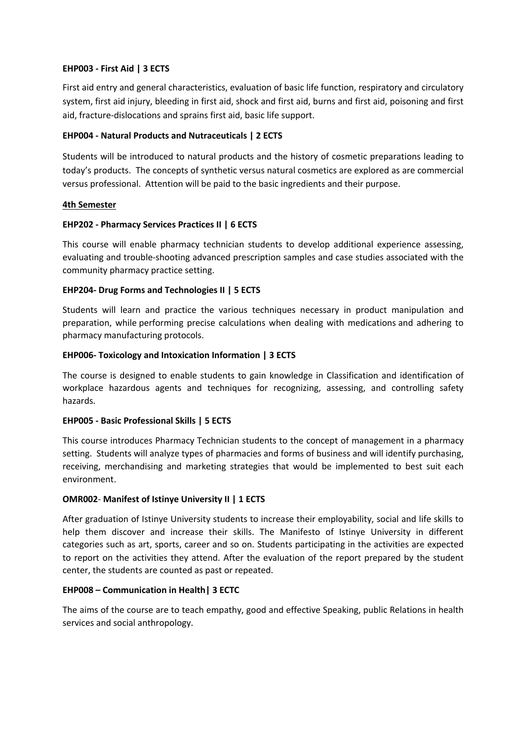**EHP003 - First Aid | 3 ECTS**

First aid entry and general characteristics, evaluation of basic life function, respiratory and circulatory system, first aid injury, bleeding in first aid, shock and first aid, burns and first aid, poisoning and first aid, fracture-dislocations and sprains first aid, basic life support.

**EHP004 - Natural Products and Nutraceuticals | 2 ECTS**

Students will be introduced to natural products and the history of cosmetic preparations leading to today's products. The concepts of synthetic versus natural cosmetics are explored as are commercial versus professional. Attention will be paid to the basic ingredients and their purpose.

**4th Semester**

**EHP202 - Pharmacy Services Practices II | 6 ECTS**

This course will enable pharmacy technician students to develop additional experience assessing, evaluating and trouble-shooting advanced prescription samples and case studies associated with the community pharmacy practice setting.

**EHP204- Drug Forms and Technologies II | 5 ECTS**

Students will learn and practice the various techniques necessary in product manipulation and preparation, while performing precise calculations when dealing with medications and adhering to pharmacy manufacturing protocols.

**EHP006- Toxicology and Intoxication Information | 3 ECTS**

The course is designed to enable students to gain knowledge in Classification and identification of workplace hazardous agents and techniques for recognizing, assessing, and controlling safety hazards.

**EHP005 - Basic Professional Skills | 5 ECTS**

This course introduces Pharmacy Technician students to the concept of management in a pharmacy setting. Students will analyze types of pharmacies and forms of business and will identify purchasing, receiving, merchandising and marketing strategies that would be implemented to best suit each environment.

**OMR002- Manifest of Istinye University II | 1 ECTS**

After graduation of Istinye University students to increase their employability, social and life skills to help them discover and increase their skills. The Manifesto of Istinye University in different categories such as art, sports, career and so on. Students participating in the activities are expected to report on the activities they attend. After the evaluation of the report prepared by the student center, the students are counted as past or repeated.

**EHP008 – Communication in Health| 3 ECTC**

The aims of the course are to teach empathy, good and effective Speaking, public Relations in health services and social anthropology.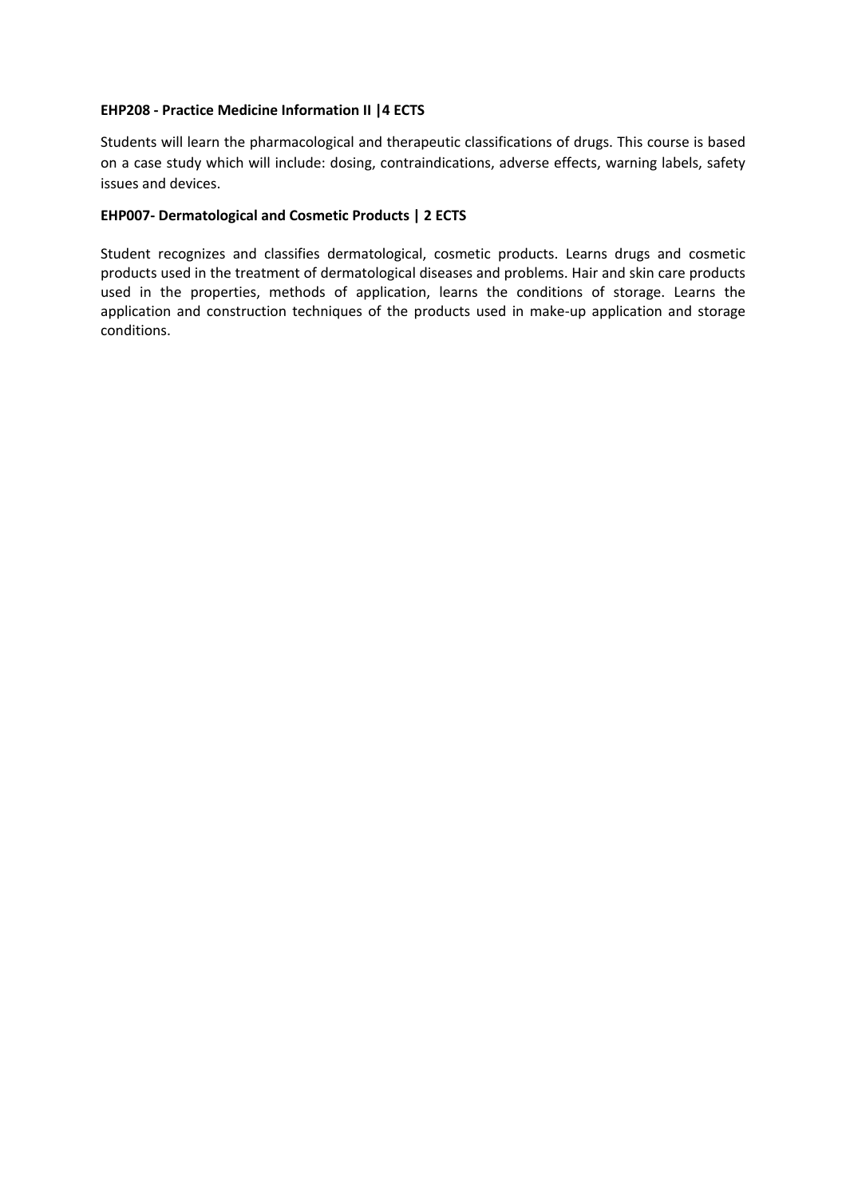**EHP208 - Practice Medicine Information II |4 ECTS**

Students will learn the pharmacological and therapeutic classifications of drugs. This course is based on a case study which will include: dosing, contraindications, adverse effects, warning labels, safety issues and devices.

**EHP007- Dermatological and Cosmetic Products | 2 ECTS**

Student recognizes and classifies dermatological, cosmetic products. Learns drugs and cosmetic products used in the treatment of dermatological diseases and problems. Hair and skin care products used in the properties, methods of application, learns the conditions of storage. Learns the application and construction techniques of the products used in make-up application and storage conditions.